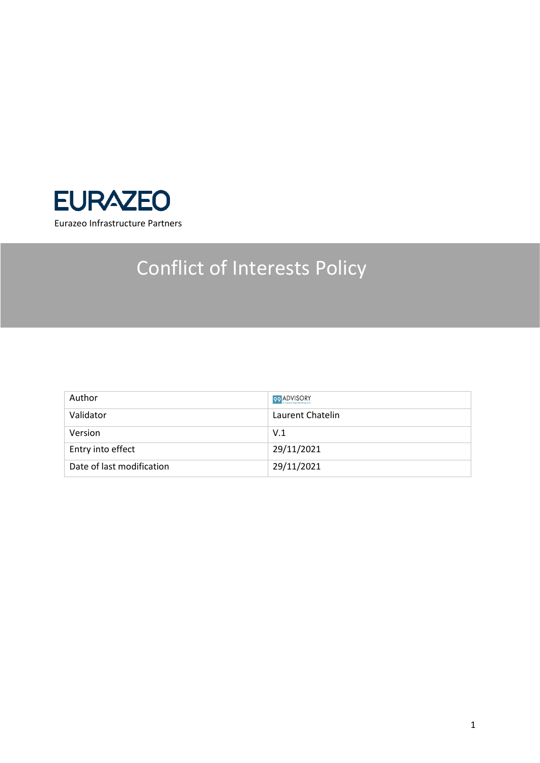EURAZEO

Eurazeo Infrastructure Partners

# Conflict of Interests Policy

| Author | 99 ADVISORY |
| --- | --- |
| Validator | Laurent Chatelin |
| Version | V.1 |
| Entry into effect | 29/11/2021 |
| Date of last modification | 29/11/2021 |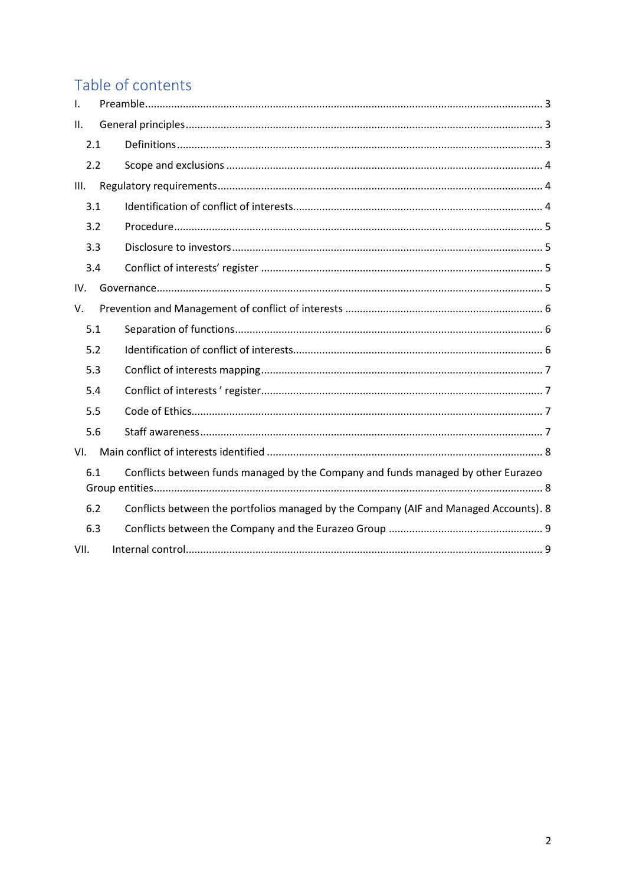# Table of contents

I. Preamble ........................................................................................................................ 3

II. General principles ......................................................................................................... 3

- 2.1 Definitions ............................................................................................................. 3
- 2.2 Scope and exclusions ............................................................................................ 4

III. Regulatory requirements .............................................................................................. 4

- 3.1 Identification of conflict of interests ...................................................................... 4
- 3.2 Procedure ............................................................................................................... 5
- 3.3 Disclosure to investors .......................................................................................... 5
- 3.4 Conflict of interests' register ................................................................................. 5

IV. Governance ................................................................................................................... 5

V. Prevention and Management of conflict of interests ..................................................... 6

- 5.1 Separation of functions .......................................................................................... 6
- 5.2 Identification of conflict of interests ...................................................................... 6
- 5.3 Conflict of interests mapping ................................................................................. 7
- 5.4 Conflict of interests ' register ................................................................................. 7
- 5.5 Code of Ethics ........................................................................................................ 7
- 5.6 Staff awareness ...................................................................................................... 7

VI. Main conflict of interests identified .............................................................................. 8

- 6.1 Conflicts between funds managed by the Company and funds managed by other Eurazeo Group entities ................................................................................................................... 8
- 6.2 Conflicts between the portfolios managed by the Company (AIF and Managed Accounts). 8
- 6.3 Conflicts between the Company and the Eurazeo Group ..................................................... 9

VII. Internal control ............................................................................................................ 9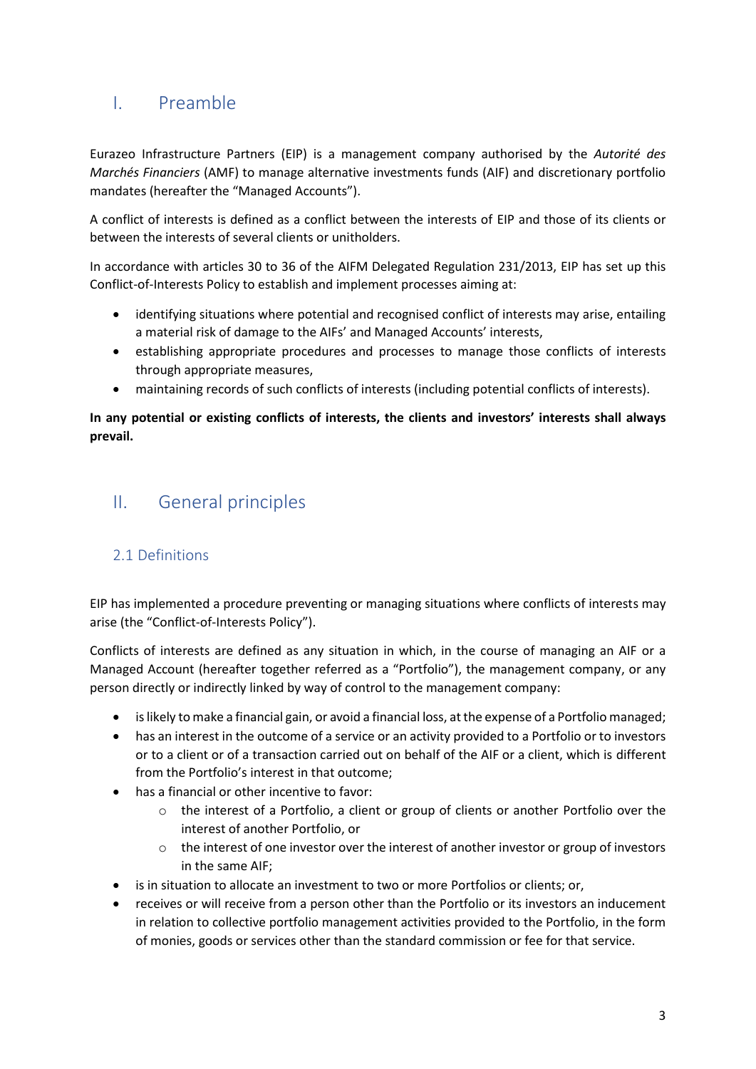# I. Preamble

Eurazeo Infrastructure Partners (EIP) is a management company authorised by the *Autorité des Marchés Financiers* (AMF) to manage alternative investments funds (AIF) and discretionary portfolio mandates (hereafter the "Managed Accounts").

A conflict of interests is defined as a conflict between the interests of EIP and those of its clients or between the interests of several clients or unitholders.

In accordance with articles 30 to 36 of the AIFM Delegated Regulation 231/2013, EIP has set up this Conflict-of-Interests Policy to establish and implement processes aiming at:

- identifying situations where potential and recognised conflict of interests may arise, entailing a material risk of damage to the AIFs' and Managed Accounts' interests,
- establishing appropriate procedures and processes to manage those conflicts of interests through appropriate measures,
- maintaining records of such conflicts of interests (including potential conflicts of interests).

**In any potential or existing conflicts of interests, the clients and investors' interests shall always prevail.**

# II. General principles

## 2.1 Definitions

EIP has implemented a procedure preventing or managing situations where conflicts of interests may arise (the "Conflict-of-Interests Policy").

Conflicts of interests are defined as any situation in which, in the course of managing an AIF or a Managed Account (hereafter together referred as a "Portfolio"), the management company, or any person directly or indirectly linked by way of control to the management company:

- is likely to make a financial gain, or avoid a financial loss, at the expense of a Portfolio managed;
- has an interest in the outcome of a service or an activity provided to a Portfolio or to investors or to a client or of a transaction carried out on behalf of the AIF or a client, which is different from the Portfolio's interest in that outcome;
- has a financial or other incentive to favor:
  - the interest of a Portfolio, a client or group of clients or another Portfolio over the interest of another Portfolio, or
  - the interest of one investor over the interest of another investor or group of investors in the same AIF;
- is in situation to allocate an investment to two or more Portfolios or clients; or,
- receives or will receive from a person other than the Portfolio or its investors an inducement in relation to collective portfolio management activities provided to the Portfolio, in the form of monies, goods or services other than the standard commission or fee for that service.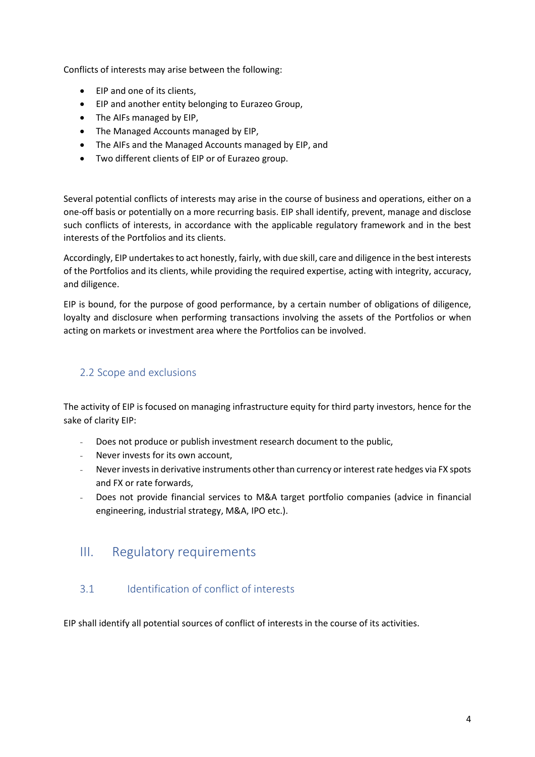Conflicts of interests may arise between the following:

- EIP and one of its clients,
- EIP and another entity belonging to Eurazeo Group,
- The AIFs managed by EIP,
- The Managed Accounts managed by EIP,
- The AIFs and the Managed Accounts managed by EIP, and
- Two different clients of EIP or of Eurazeo group.

Several potential conflicts of interests may arise in the course of business and operations, either on a one-off basis or potentially on a more recurring basis. EIP shall identify, prevent, manage and disclose such conflicts of interests, in accordance with the applicable regulatory framework and in the best interests of the Portfolios and its clients.

Accordingly, EIP undertakes to act honestly, fairly, with due skill, care and diligence in the best interests of the Portfolios and its clients, while providing the required expertise, acting with integrity, accuracy, and diligence.

EIP is bound, for the purpose of good performance, by a certain number of obligations of diligence, loyalty and disclosure when performing transactions involving the assets of the Portfolios or when acting on markets or investment area where the Portfolios can be involved.

### 2.2 Scope and exclusions

The activity of EIP is focused on managing infrastructure equity for third party investors, hence for the sake of clarity EIP:

- Does not produce or publish investment research document to the public,
- Never invests for its own account,
- Never invests in derivative instruments other than currency or interest rate hedges via FX spots and FX or rate forwards,
- Does not provide financial services to M&A target portfolio companies (advice in financial engineering, industrial strategy, M&A, IPO etc.).

## III. Regulatory requirements

### 3.1 Identification of conflict of interests

EIP shall identify all potential sources of conflict of interests in the course of its activities.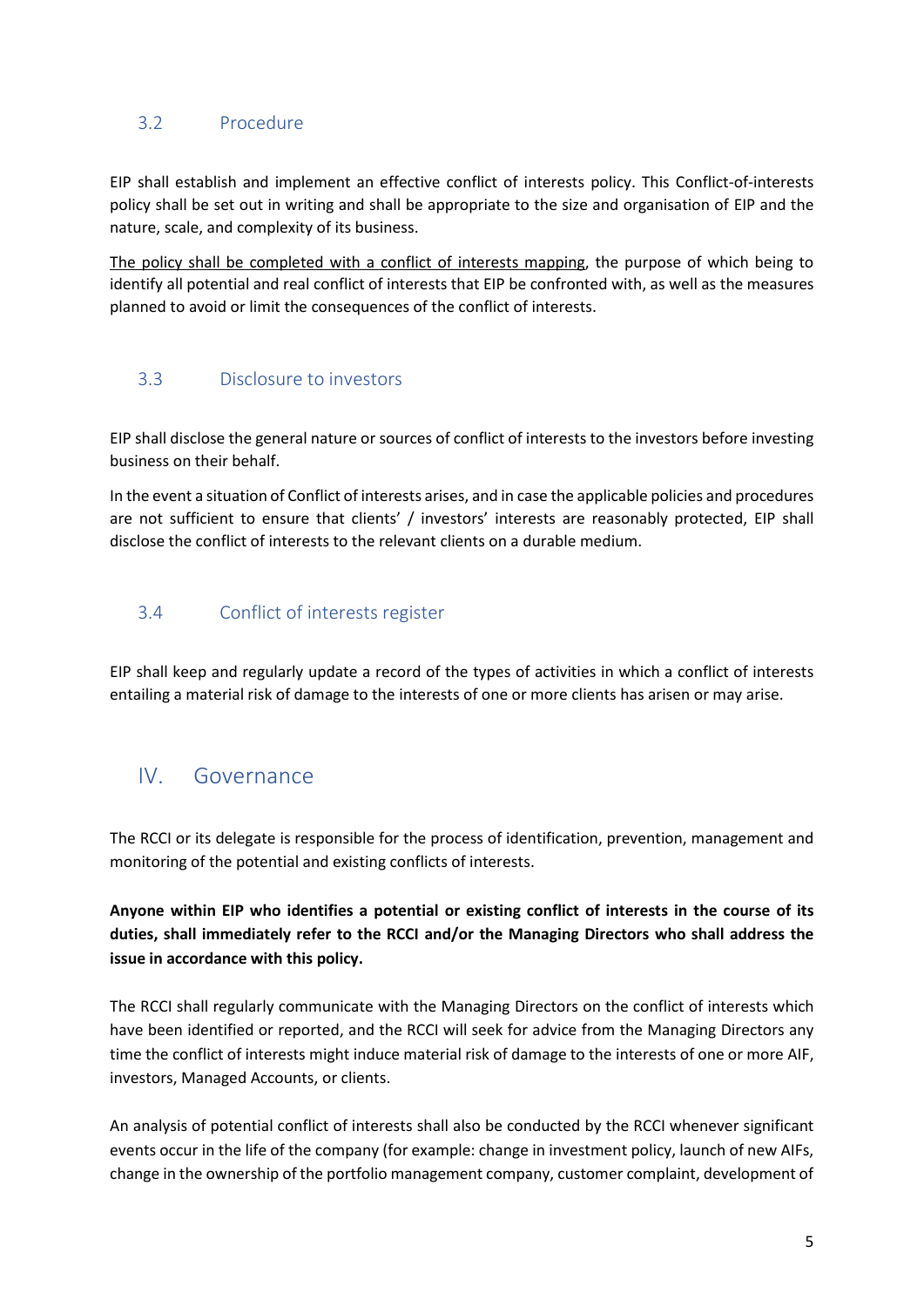### 3.2 Procedure

EIP shall establish and implement an effective conflict of interests policy. This Conflict-of-interests policy shall be set out in writing and shall be appropriate to the size and organisation of EIP and the nature, scale, and complexity of its business.

<u>The policy shall be completed with a conflict of interests mapping</u>, the purpose of which being to identify all potential and real conflict of interests that EIP be confronted with, as well as the measures planned to avoid or limit the consequences of the conflict of interests.

### 3.3 Disclosure to investors

EIP shall disclose the general nature or sources of conflict of interests to the investors before investing business on their behalf.

In the event a situation of Conflict of interests arises, and in case the applicable policies and procedures are not sufficient to ensure that clients' / investors' interests are reasonably protected, EIP shall disclose the conflict of interests to the relevant clients on a durable medium.

### 3.4 Conflict of interests register

EIP shall keep and regularly update a record of the types of activities in which a conflict of interests entailing a material risk of damage to the interests of one or more clients has arisen or may arise.

## IV. Governance

The RCCI or its delegate is responsible for the process of identification, prevention, management and monitoring of the potential and existing conflicts of interests.

**Anyone within EIP who identifies a potential or existing conflict of interests in the course of its duties, shall immediately refer to the RCCI and/or the Managing Directors who shall address the issue in accordance with this policy.**

The RCCI shall regularly communicate with the Managing Directors on the conflict of interests which have been identified or reported, and the RCCI will seek for advice from the Managing Directors any time the conflict of interests might induce material risk of damage to the interests of one or more AIF, investors, Managed Accounts, or clients.

An analysis of potential conflict of interests shall also be conducted by the RCCI whenever significant events occur in the life of the company (for example: change in investment policy, launch of new AIFs, change in the ownership of the portfolio management company, customer complaint, development of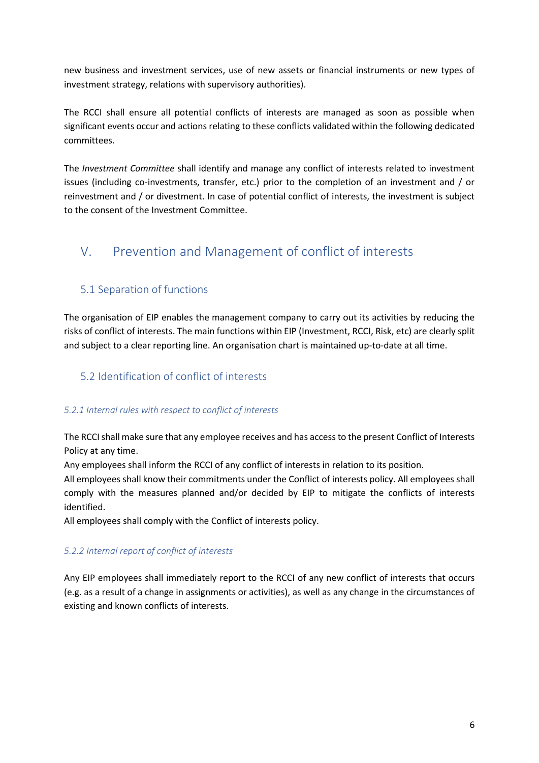new business and investment services, use of new assets or financial instruments or new types of investment strategy, relations with supervisory authorities).

The RCCI shall ensure all potential conflicts of interests are managed as soon as possible when significant events occur and actions relating to these conflicts validated within the following dedicated committees.

The *Investment Committee* shall identify and manage any conflict of interests related to investment issues (including co-investments, transfer, etc.) prior to the completion of an investment and / or reinvestment and / or divestment. In case of potential conflict of interests, the investment is subject to the consent of the Investment Committee.

# V. Prevention and Management of conflict of interests

## 5.1 Separation of functions

The organisation of EIP enables the management company to carry out its activities by reducing the risks of conflict of interests. The main functions within EIP (Investment, RCCI, Risk, etc) are clearly split and subject to a clear reporting line. An organisation chart is maintained up-to-date at all time.

## 5.2 Identification of conflict of interests

### *5.2.1 Internal rules with respect to conflict of interests*

The RCCI shall make sure that any employee receives and has access to the present Conflict of Interests Policy at any time.

Any employees shall inform the RCCI of any conflict of interests in relation to its position.

All employees shall know their commitments under the Conflict of interests policy. All employees shall comply with the measures planned and/or decided by EIP to mitigate the conflicts of interests identified.

All employees shall comply with the Conflict of interests policy.

### *5.2.2 Internal report of conflict of interests*

Any EIP employees shall immediately report to the RCCI of any new conflict of interests that occurs (e.g. as a result of a change in assignments or activities), as well as any change in the circumstances of existing and known conflicts of interests.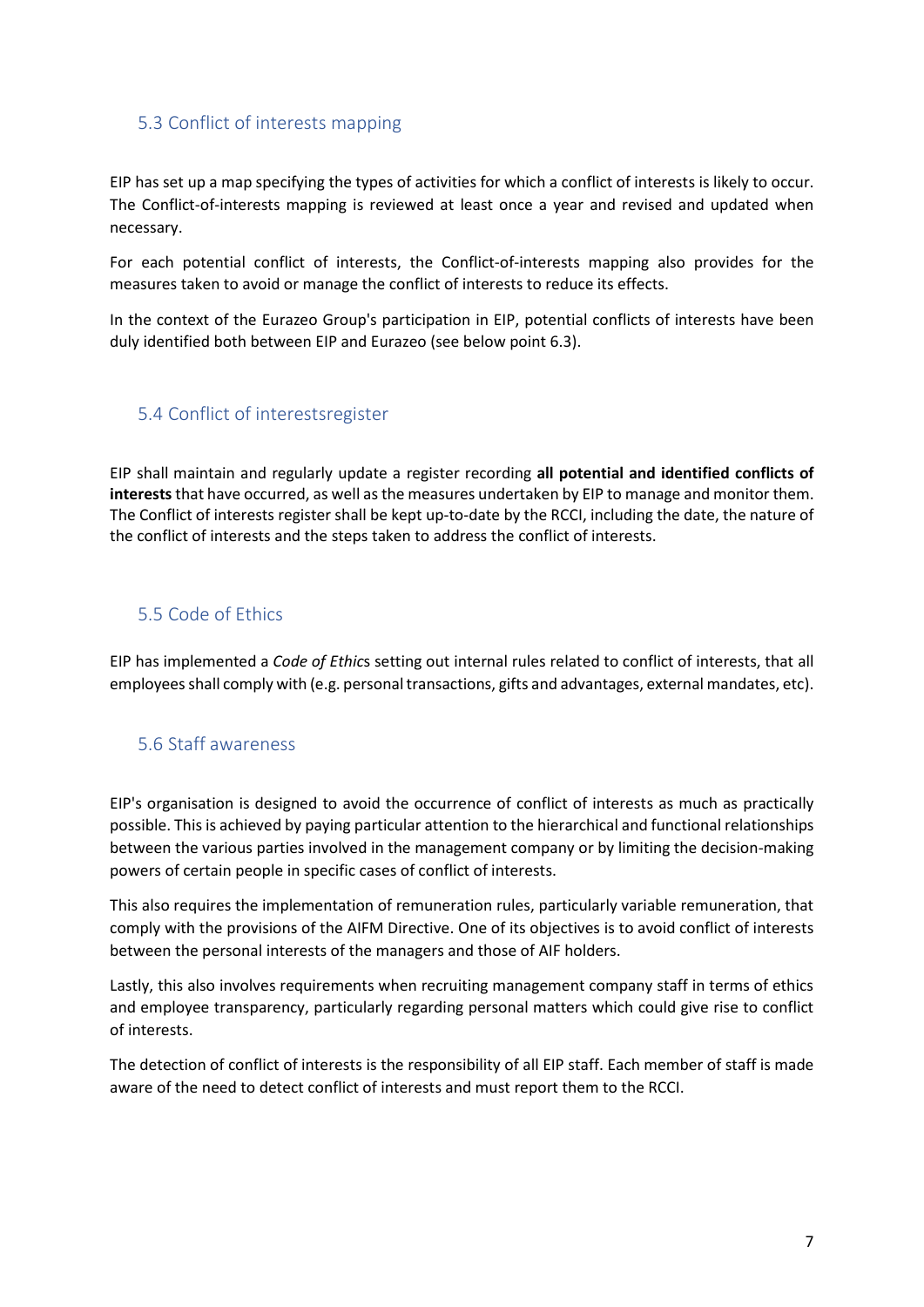## 5.3 Conflict of interests mapping

EIP has set up a map specifying the types of activities for which a conflict of interests is likely to occur. The Conflict-of-interests mapping is reviewed at least once a year and revised and updated when necessary.

For each potential conflict of interests, the Conflict-of-interests mapping also provides for the measures taken to avoid or manage the conflict of interests to reduce its effects.

In the context of the Eurazeo Group's participation in EIP, potential conflicts of interests have been duly identified both between EIP and Eurazeo (see below point 6.3).

## 5.4 Conflict of interestsregister

EIP shall maintain and regularly update a register recording **all potential and identified conflicts of interests** that have occurred, as well as the measures undertaken by EIP to manage and monitor them. The Conflict of interests register shall be kept up-to-date by the RCCI, including the date, the nature of the conflict of interests and the steps taken to address the conflict of interests.

## 5.5 Code of Ethics

EIP has implemented a *Code of Ethics* setting out internal rules related to conflict of interests, that all employees shall comply with (e.g. personal transactions, gifts and advantages, external mandates, etc).

## 5.6 Staff awareness

EIP's organisation is designed to avoid the occurrence of conflict of interests as much as practically possible. This is achieved by paying particular attention to the hierarchical and functional relationships between the various parties involved in the management company or by limiting the decision-making powers of certain people in specific cases of conflict of interests.

This also requires the implementation of remuneration rules, particularly variable remuneration, that comply with the provisions of the AIFM Directive. One of its objectives is to avoid conflict of interests between the personal interests of the managers and those of AIF holders.

Lastly, this also involves requirements when recruiting management company staff in terms of ethics and employee transparency, particularly regarding personal matters which could give rise to conflict of interests.

The detection of conflict of interests is the responsibility of all EIP staff. Each member of staff is made aware of the need to detect conflict of interests and must report them to the RCCI.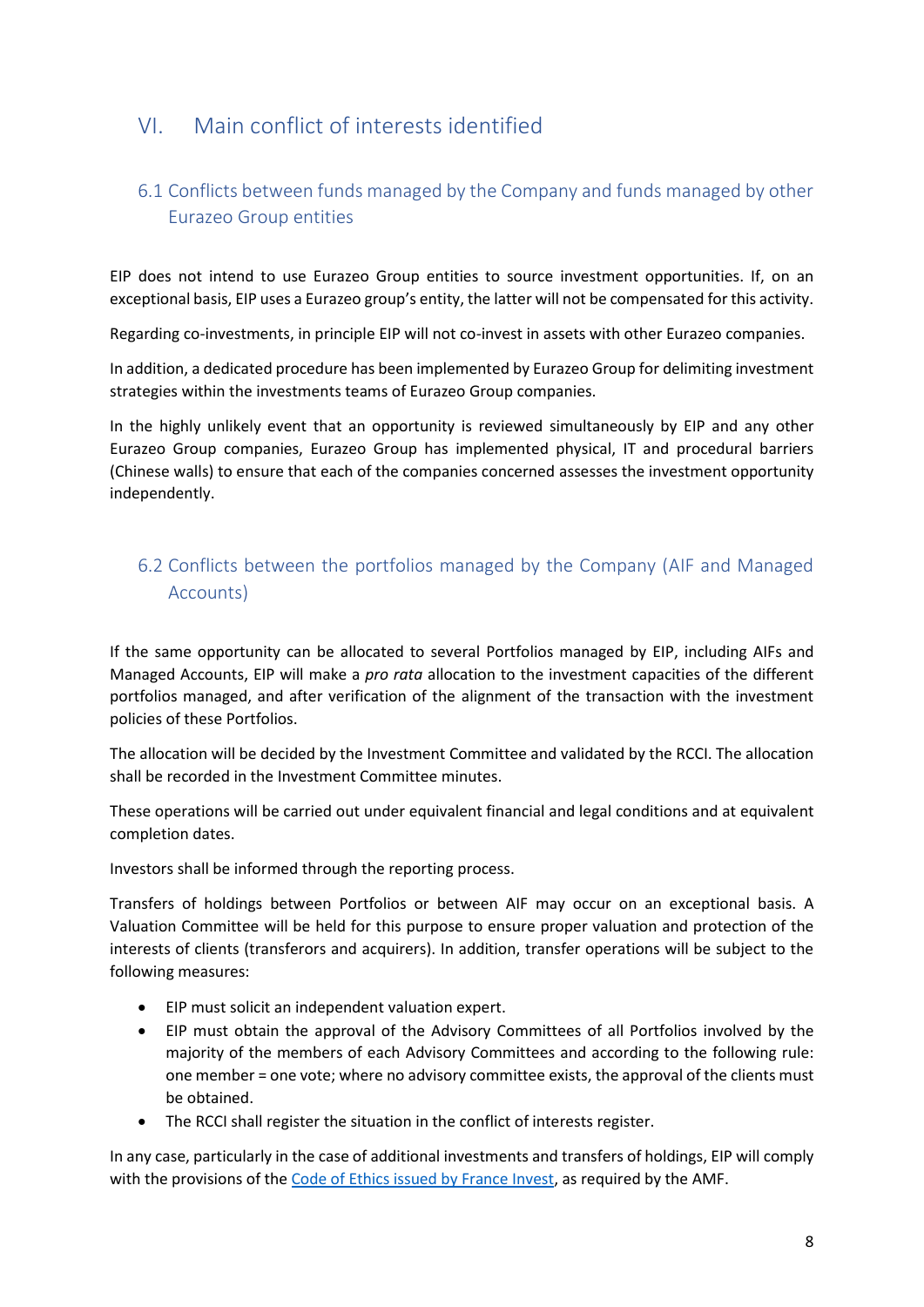# VI. Main conflict of interests identified

## 6.1 Conflicts between funds managed by the Company and funds managed by other Eurazeo Group entities

EIP does not intend to use Eurazeo Group entities to source investment opportunities. If, on an exceptional basis, EIP uses a Eurazeo group's entity, the latter will not be compensated for this activity.

Regarding co-investments, in principle EIP will not co-invest in assets with other Eurazeo companies.

In addition, a dedicated procedure has been implemented by Eurazeo Group for delimiting investment strategies within the investments teams of Eurazeo Group companies.

In the highly unlikely event that an opportunity is reviewed simultaneously by EIP and any other Eurazeo Group companies, Eurazeo Group has implemented physical, IT and procedural barriers (Chinese walls) to ensure that each of the companies concerned assesses the investment opportunity independently.

## 6.2 Conflicts between the portfolios managed by the Company (AIF and Managed Accounts)

If the same opportunity can be allocated to several Portfolios managed by EIP, including AIFs and Managed Accounts, EIP will make a *pro rata* allocation to the investment capacities of the different portfolios managed, and after verification of the alignment of the transaction with the investment policies of these Portfolios.

The allocation will be decided by the Investment Committee and validated by the RCCI. The allocation shall be recorded in the Investment Committee minutes.

These operations will be carried out under equivalent financial and legal conditions and at equivalent completion dates.

Investors shall be informed through the reporting process.

Transfers of holdings between Portfolios or between AIF may occur on an exceptional basis. A Valuation Committee will be held for this purpose to ensure proper valuation and protection of the interests of clients (transferors and acquirers). In addition, transfer operations will be subject to the following measures:

- EIP must solicit an independent valuation expert.
- EIP must obtain the approval of the Advisory Committees of all Portfolios involved by the majority of the members of each Advisory Committees and according to the following rule: one member = one vote; where no advisory committee exists, the approval of the clients must be obtained.
- The RCCI shall register the situation in the conflict of interests register.

In any case, particularly in the case of additional investments and transfers of holdings, EIP will comply with the provisions of the Code of Ethics issued by France Invest, as required by the AMF.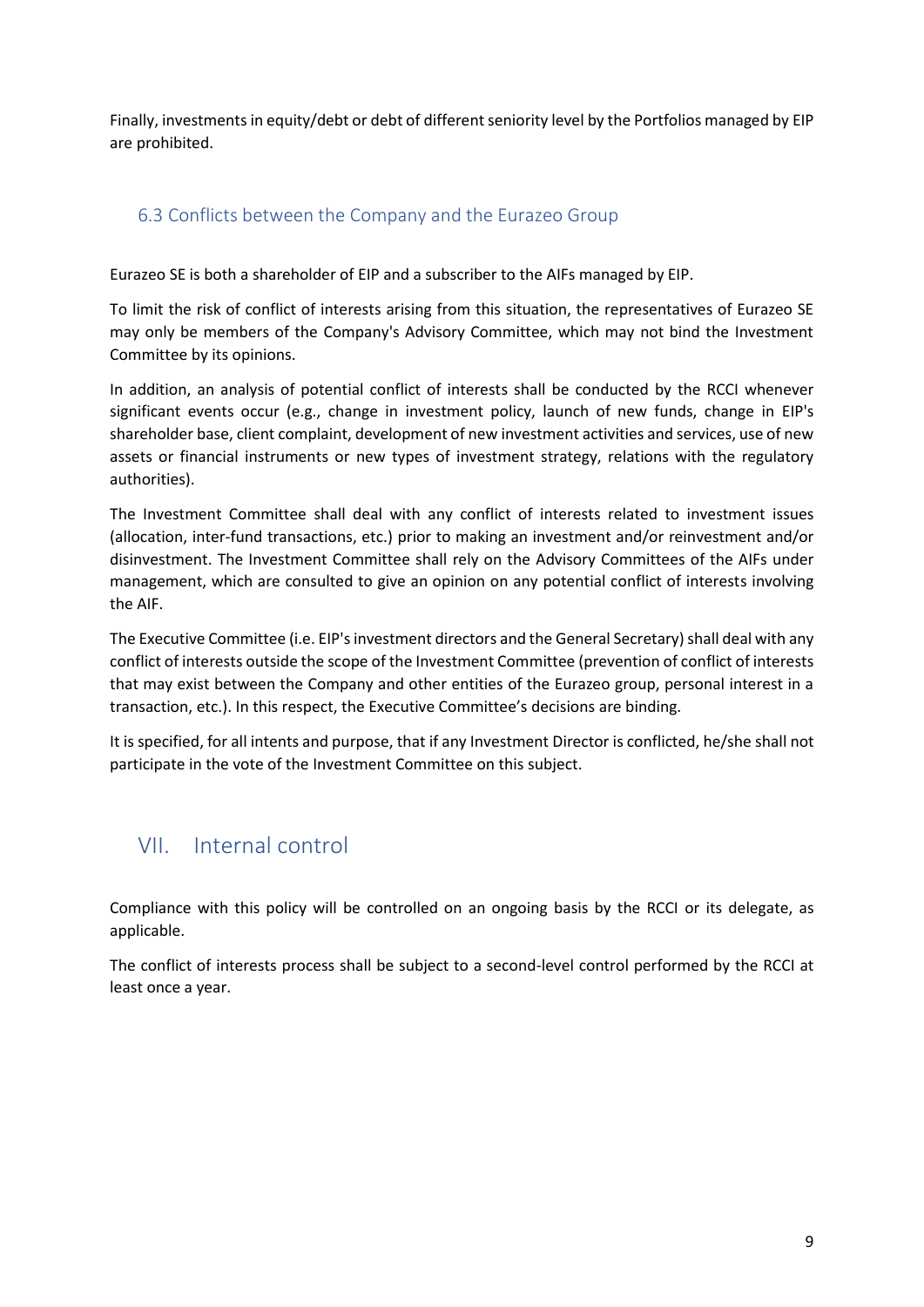Finally, investments in equity/debt or debt of different seniority level by the Portfolios managed by EIP are prohibited.

### 6.3 Conflicts between the Company and the Eurazeo Group

Eurazeo SE is both a shareholder of EIP and a subscriber to the AIFs managed by EIP.

To limit the risk of conflict of interests arising from this situation, the representatives of Eurazeo SE may only be members of the Company's Advisory Committee, which may not bind the Investment Committee by its opinions.

In addition, an analysis of potential conflict of interests shall be conducted by the RCCI whenever significant events occur (e.g., change in investment policy, launch of new funds, change in EIP's shareholder base, client complaint, development of new investment activities and services, use of new assets or financial instruments or new types of investment strategy, relations with the regulatory authorities).

The Investment Committee shall deal with any conflict of interests related to investment issues (allocation, inter-fund transactions, etc.) prior to making an investment and/or reinvestment and/or disinvestment. The Investment Committee shall rely on the Advisory Committees of the AIFs under management, which are consulted to give an opinion on any potential conflict of interests involving the AIF.

The Executive Committee (i.e. EIP's investment directors and the General Secretary) shall deal with any conflict of interests outside the scope of the Investment Committee (prevention of conflict of interests that may exist between the Company and other entities of the Eurazeo group, personal interest in a transaction, etc.). In this respect, the Executive Committee's decisions are binding.

It is specified, for all intents and purpose, that if any Investment Director is conflicted, he/she shall not participate in the vote of the Investment Committee on this subject.

## VII. Internal control

Compliance with this policy will be controlled on an ongoing basis by the RCCI or its delegate, as applicable.

The conflict of interests process shall be subject to a second-level control performed by the RCCI at least once a year.